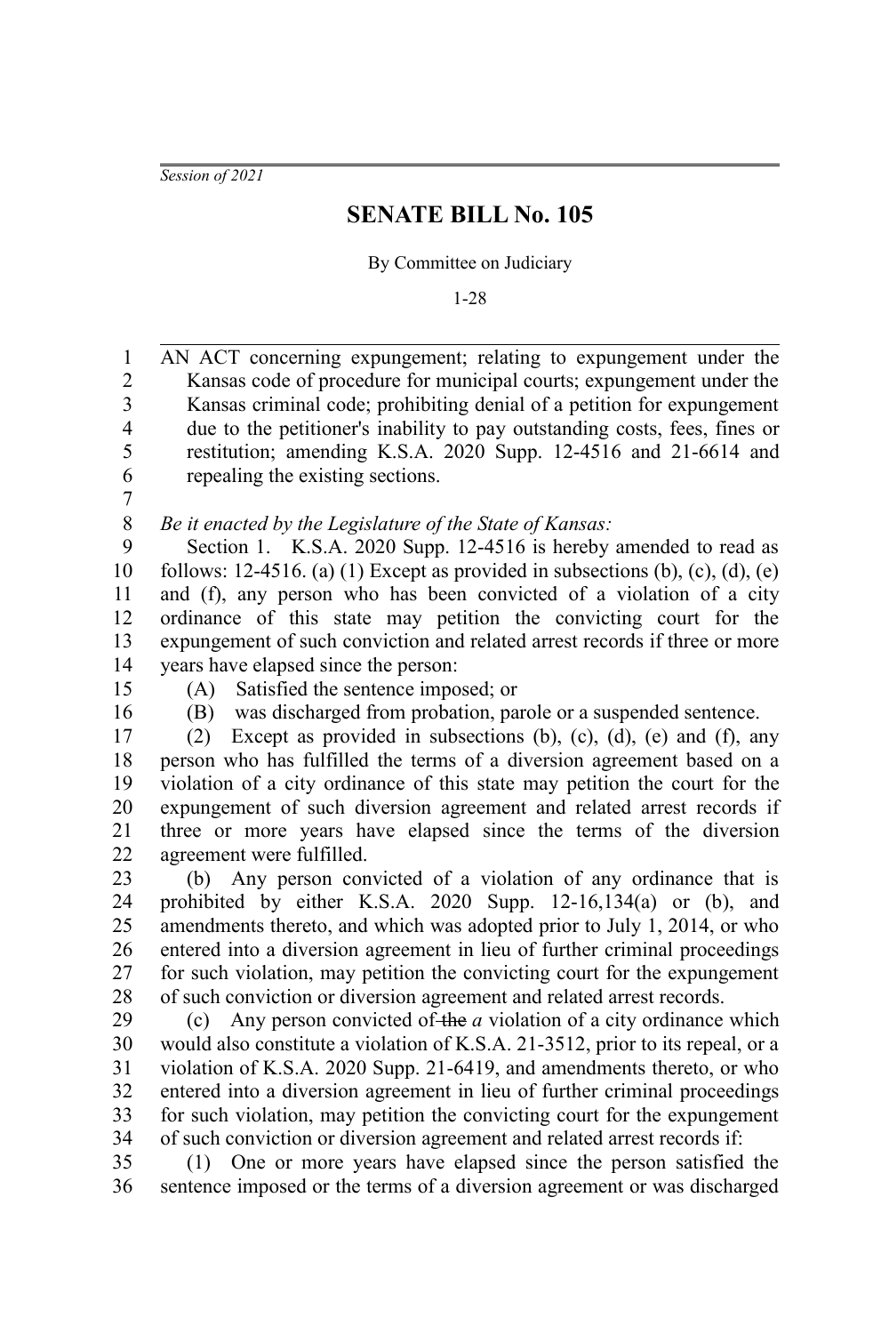*Session of 2021*

# SENATE BILL No. 105

By Committee on Judiciary

1-28

AN ACT concerning expungement; relating to expungement under the Kansas code of procedure for municipal courts; expungement under the Kansas criminal code; prohibiting denial of a petition for expungement due to the petitioner's inability to pay outstanding costs, fees, fines or restitution; amending K.S.A. 2020 Supp. 12-4516 and 21-6614 and repealing the existing sections.

*Be it enacted by the Legislature of the State of Kansas:*

Section 1. K.S.A. 2020 Supp. 12-4516 is hereby amended to read as follows: 12-4516. (a) (1) Except as provided in subsections (b), (c), (d), (e) and (f), any person who has been convicted of a violation of a city ordinance of this state may petition the convicting court for the expungement of such conviction and related arrest records if three or more years have elapsed since the person:

(A) Satisfied the sentence imposed; or

(B) was discharged from probation, parole or a suspended sentence.

(2) Except as provided in subsections (b), (c), (d), (e) and (f), any person who has fulfilled the terms of a diversion agreement based on a violation of a city ordinance of this state may petition the court for the expungement of such diversion agreement and related arrest records if three or more years have elapsed since the terms of the diversion agreement were fulfilled.

(b) Any person convicted of a violation of any ordinance that is prohibited by either K.S.A. 2020 Supp. 12-16,134(a) or (b), and amendments thereto, and which was adopted prior to July 1, 2014, or who entered into a diversion agreement in lieu of further criminal proceedings for such violation, may petition the convicting court for the expungement of such conviction or diversion agreement and related arrest records.

(c) Any person convicted of ~~the~~ *a* violation of a city ordinance which would also constitute a violation of K.S.A. 21-3512, prior to its repeal, or a violation of K.S.A. 2020 Supp. 21-6419, and amendments thereto, or who entered into a diversion agreement in lieu of further criminal proceedings for such violation, may petition the convicting court for the expungement of such conviction or diversion agreement and related arrest records if:

(1) One or more years have elapsed since the person satisfied the sentence imposed or the terms of a diversion agreement or was discharged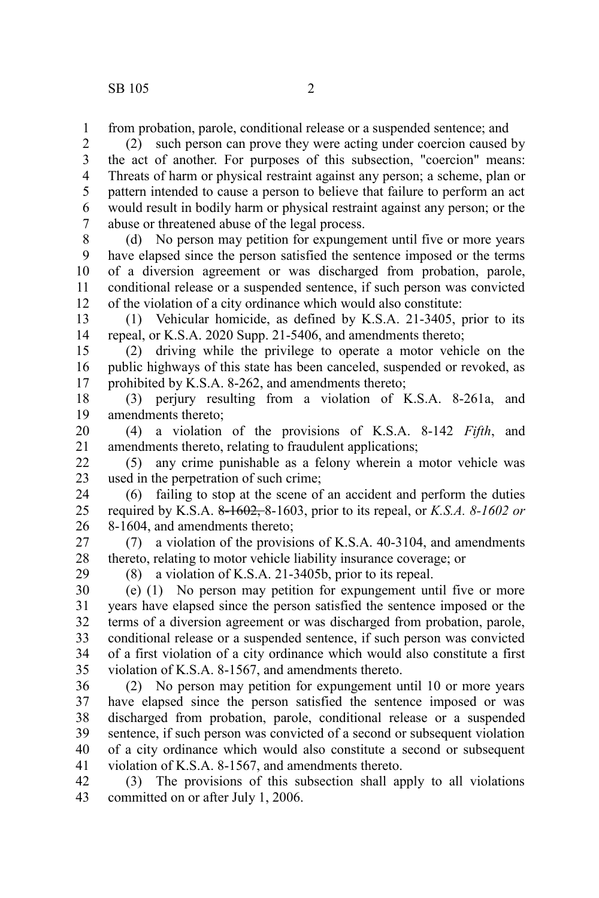from probation, parole, conditional release or a suspended sentence; and

(2) such person can prove they were acting under coercion caused by the act of another. For purposes of this subsection, "coercion" means: Threats of harm or physical restraint against any person; a scheme, plan or pattern intended to cause a person to believe that failure to perform an act would result in bodily harm or physical restraint against any person; or the abuse or threatened abuse of the legal process.

(d) No person may petition for expungement until five or more years have elapsed since the person satisfied the sentence imposed or the terms of a diversion agreement or was discharged from probation, parole, conditional release or a suspended sentence, if such person was convicted of the violation of a city ordinance which would also constitute:

(1) Vehicular homicide, as defined by K.S.A. 21-3405, prior to its repeal, or K.S.A. 2020 Supp. 21-5406, and amendments thereto;

(2) driving while the privilege to operate a motor vehicle on the public highways of this state has been canceled, suspended or revoked, as prohibited by K.S.A. 8-262, and amendments thereto;

(3) perjury resulting from a violation of K.S.A. 8-261a, and amendments thereto;

(4) a violation of the provisions of K.S.A. 8-142 *Fifth*, and amendments thereto, relating to fraudulent applications;

(5) any crime punishable as a felony wherein a motor vehicle was used in the perpetration of such crime;

(6) failing to stop at the scene of an accident and perform the duties required by K.S.A. ~~8-1602,~~ 8-1603, prior to its repeal, or *K.S.A. 8-1602 or* 8-1604, and amendments thereto;

(7) a violation of the provisions of K.S.A. 40-3104, and amendments thereto, relating to motor vehicle liability insurance coverage; or

(8) a violation of K.S.A. 21-3405b, prior to its repeal.

(e) (1) No person may petition for expungement until five or more years have elapsed since the person satisfied the sentence imposed or the terms of a diversion agreement or was discharged from probation, parole, conditional release or a suspended sentence, if such person was convicted of a first violation of a city ordinance which would also constitute a first violation of K.S.A. 8-1567, and amendments thereto.

(2) No person may petition for expungement until 10 or more years have elapsed since the person satisfied the sentence imposed or was discharged from probation, parole, conditional release or a suspended sentence, if such person was convicted of a second or subsequent violation of a city ordinance which would also constitute a second or subsequent violation of K.S.A. 8-1567, and amendments thereto.

(3) The provisions of this subsection shall apply to all violations committed on or after July 1, 2006.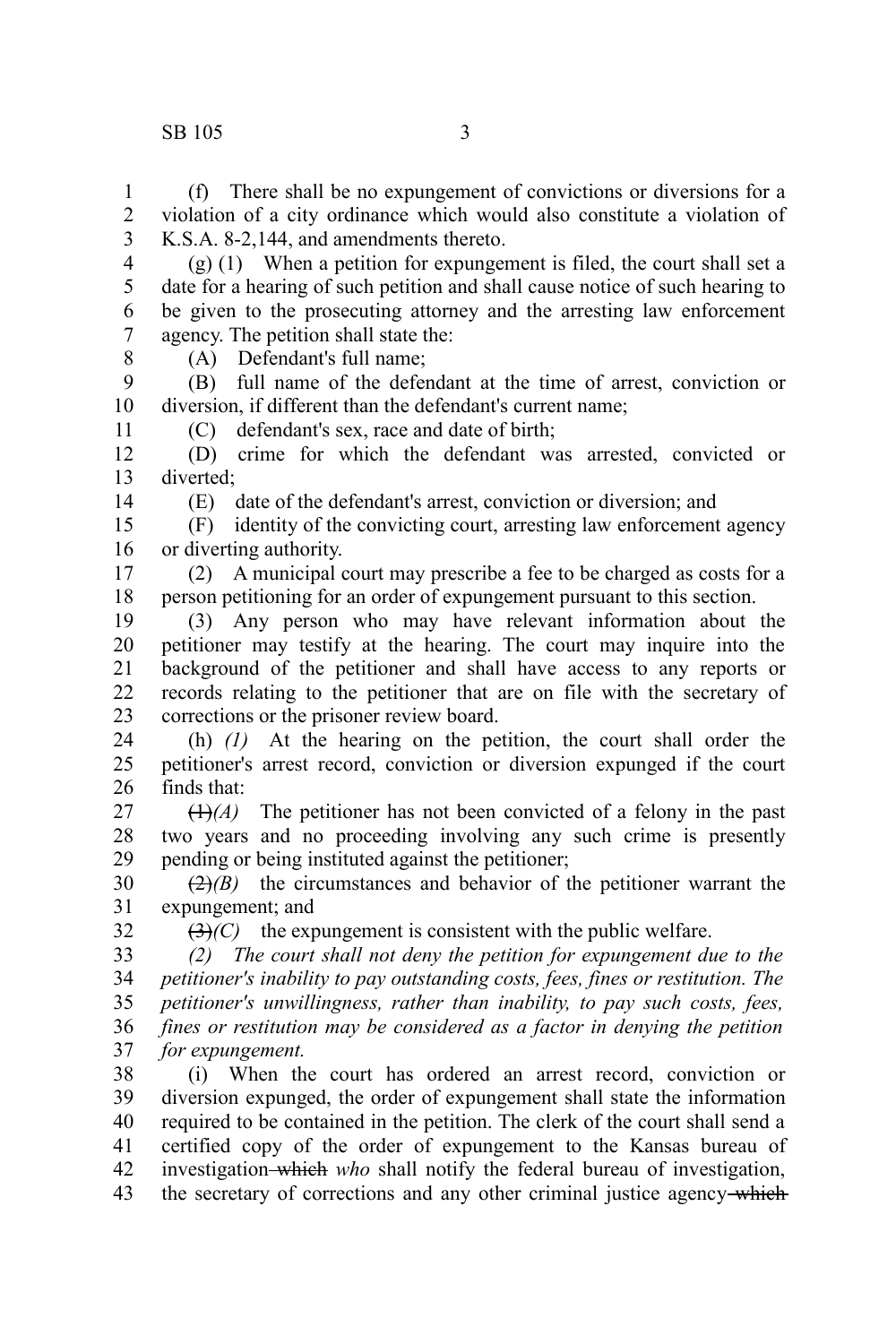(f) There shall be no expungement of convictions or diversions for a violation of a city ordinance which would also constitute a violation of K.S.A. 8-2,144, and amendments thereto.

(g) (1) When a petition for expungement is filed, the court shall set a date for a hearing of such petition and shall cause notice of such hearing to be given to the prosecuting attorney and the arresting law enforcement agency. The petition shall state the:

(A) Defendant's full name;

(B) full name of the defendant at the time of arrest, conviction or diversion, if different than the defendant's current name;

(C) defendant's sex, race and date of birth;

(D) crime for which the defendant was arrested, convicted or diverted;

(E) date of the defendant's arrest, conviction or diversion; and

(F) identity of the convicting court, arresting law enforcement agency or diverting authority.

(2) A municipal court may prescribe a fee to be charged as costs for a person petitioning for an order of expungement pursuant to this section.

(3) Any person who may have relevant information about the petitioner may testify at the hearing. The court may inquire into the background of the petitioner and shall have access to any reports or records relating to the petitioner that are on file with the secretary of corrections or the prisoner review board.

(h) *(1)* At the hearing on the petition, the court shall order the petitioner's arrest record, conviction or diversion expunged if the court finds that:

~~(1)~~*(A)* The petitioner has not been convicted of a felony in the past two years and no proceeding involving any such crime is presently pending or being instituted against the petitioner;

~~(2)~~*(B)* the circumstances and behavior of the petitioner warrant the expungement; and

~~(3)~~*(C)* the expungement is consistent with the public welfare.

*(2) The court shall not deny the petition for expungement due to the petitioner's inability to pay outstanding costs, fees, fines or restitution. The petitioner's unwillingness, rather than inability, to pay such costs, fees, fines or restitution may be considered as a factor in denying the petition for expungement.*

(i) When the court has ordered an arrest record, conviction or diversion expunged, the order of expungement shall state the information required to be contained in the petition. The clerk of the court shall send a certified copy of the order of expungement to the Kansas bureau of investigation ~~which~~ *who* shall notify the federal bureau of investigation, the secretary of corrections and any other criminal justice agency ~~which~~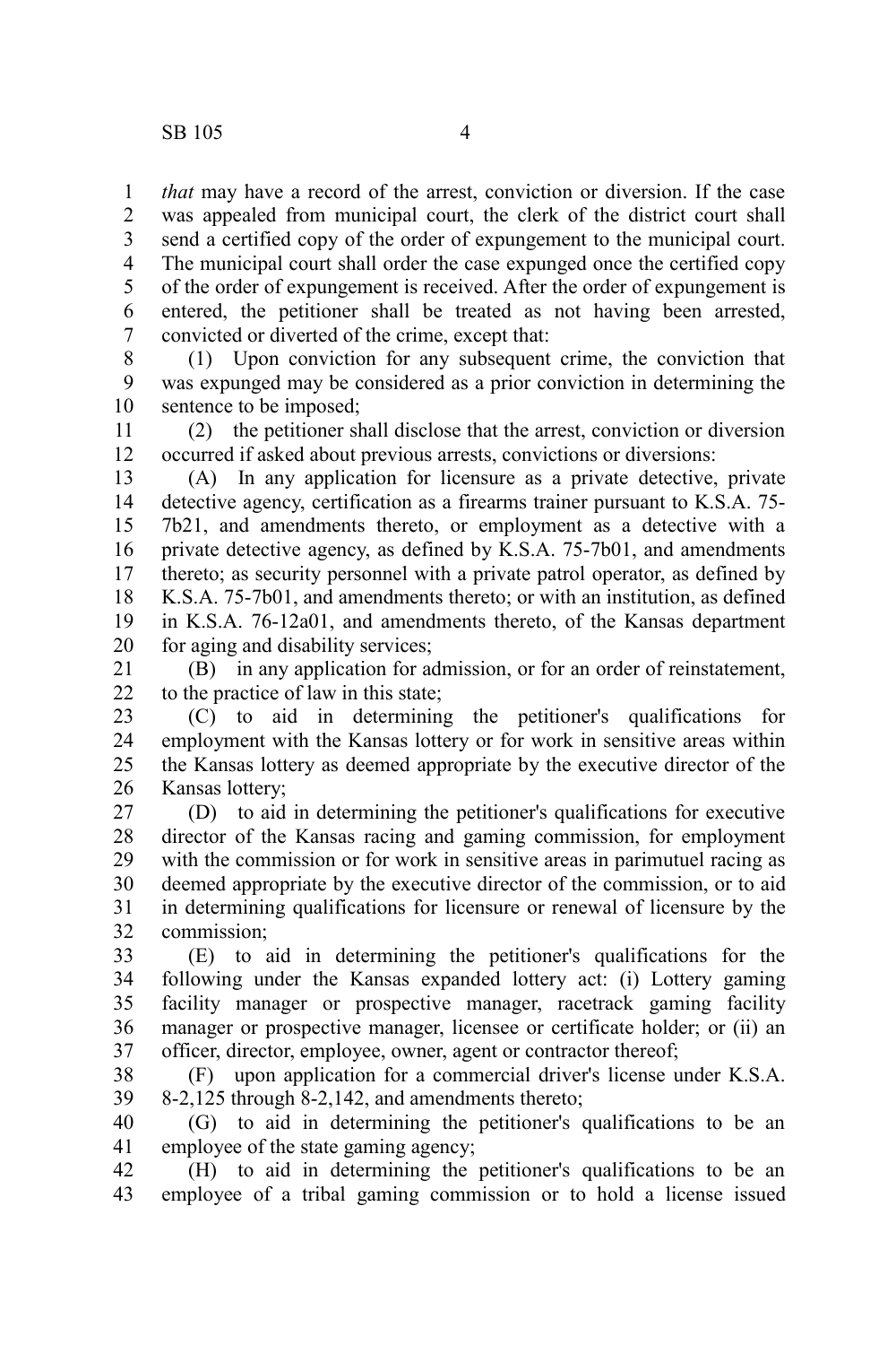*that* may have a record of the arrest, conviction or diversion. If the case was appealed from municipal court, the clerk of the district court shall send a certified copy of the order of expungement to the municipal court. The municipal court shall order the case expunged once the certified copy of the order of expungement is received. After the order of expungement is entered, the petitioner shall be treated as not having been arrested, convicted or diverted of the crime, except that:

(1) Upon conviction for any subsequent crime, the conviction that was expunged may be considered as a prior conviction in determining the sentence to be imposed;

(2) the petitioner shall disclose that the arrest, conviction or diversion occurred if asked about previous arrests, convictions or diversions:

(A) In any application for licensure as a private detective, private detective agency, certification as a firearms trainer pursuant to K.S.A. 75-7b21, and amendments thereto, or employment as a detective with a private detective agency, as defined by K.S.A. 75-7b01, and amendments thereto; as security personnel with a private patrol operator, as defined by K.S.A. 75-7b01, and amendments thereto; or with an institution, as defined in K.S.A. 76-12a01, and amendments thereto, of the Kansas department for aging and disability services;

(B) in any application for admission, or for an order of reinstatement, to the practice of law in this state;

(C) to aid in determining the petitioner's qualifications for employment with the Kansas lottery or for work in sensitive areas within the Kansas lottery as deemed appropriate by the executive director of the Kansas lottery;

(D) to aid in determining the petitioner's qualifications for executive director of the Kansas racing and gaming commission, for employment with the commission or for work in sensitive areas in parimutuel racing as deemed appropriate by the executive director of the commission, or to aid in determining qualifications for licensure or renewal of licensure by the commission;

(E) to aid in determining the petitioner's qualifications for the following under the Kansas expanded lottery act: (i) Lottery gaming facility manager or prospective manager, racetrack gaming facility manager or prospective manager, licensee or certificate holder; or (ii) an officer, director, employee, owner, agent or contractor thereof;

(F) upon application for a commercial driver's license under K.S.A. 8-2,125 through 8-2,142, and amendments thereto;

(G) to aid in determining the petitioner's qualifications to be an employee of the state gaming agency;

(H) to aid in determining the petitioner's qualifications to be an employee of a tribal gaming commission or to hold a license issued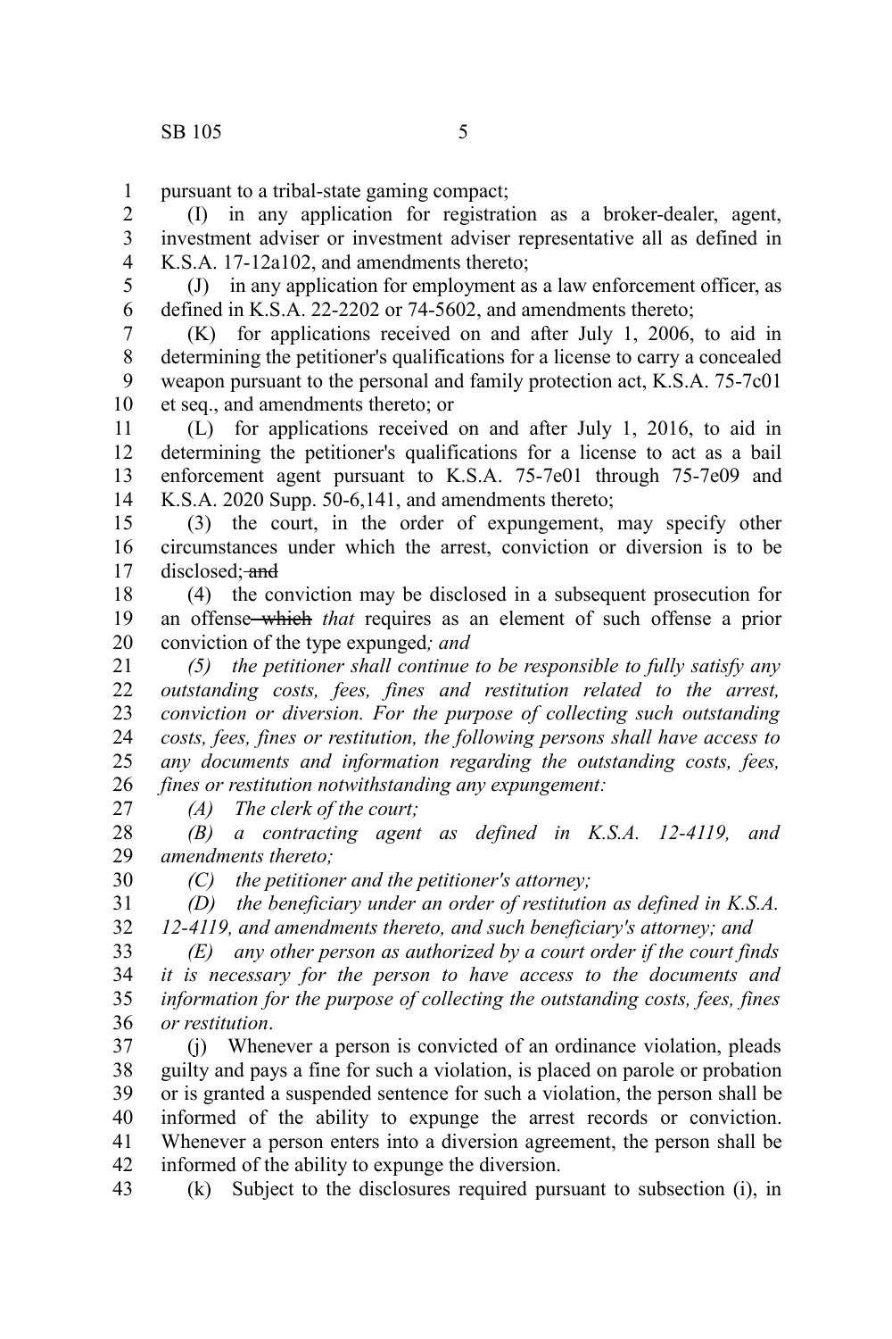pursuant to a tribal-state gaming compact;

(I) in any application for registration as a broker-dealer, agent, investment adviser or investment adviser representative all as defined in K.S.A. 17-12a102, and amendments thereto;

(J) in any application for employment as a law enforcement officer, as defined in K.S.A. 22-2202 or 74-5602, and amendments thereto;

(K) for applications received on and after July 1, 2006, to aid in determining the petitioner's qualifications for a license to carry a concealed weapon pursuant to the personal and family protection act, K.S.A. 75-7c01 et seq., and amendments thereto; or

(L) for applications received on and after July 1, 2016, to aid in determining the petitioner's qualifications for a license to act as a bail enforcement agent pursuant to K.S.A. 75-7e01 through 75-7e09 and K.S.A. 2020 Supp. 50-6,141, and amendments thereto;

(3) the court, in the order of expungement, may specify other circumstances under which the arrest, conviction or diversion is to be disclosed; ~~and~~

(4) the conviction may be disclosed in a subsequent prosecution for an offense ~~which~~ *that* requires as an element of such offense a prior conviction of the type expunged*; and*

*(5) the petitioner shall continue to be responsible to fully satisfy any outstanding costs, fees, fines and restitution related to the arrest, conviction or diversion. For the purpose of collecting such outstanding costs, fees, fines or restitution, the following persons shall have access to any documents and information regarding the outstanding costs, fees, fines or restitution notwithstanding any expungement:*

*(A) The clerk of the court;*

*(B) a contracting agent as defined in K.S.A. 12-4119, and amendments thereto;*

*(C) the petitioner and the petitioner's attorney;*

*(D) the beneficiary under an order of restitution as defined in K.S.A. 12-4119, and amendments thereto, and such beneficiary's attorney; and*

*(E) any other person as authorized by a court order if the court finds it is necessary for the person to have access to the documents and information for the purpose of collecting the outstanding costs, fees, fines or restitution*.

(j) Whenever a person is convicted of an ordinance violation, pleads guilty and pays a fine for such a violation, is placed on parole or probation or is granted a suspended sentence for such a violation, the person shall be informed of the ability to expunge the arrest records or conviction. Whenever a person enters into a diversion agreement, the person shall be informed of the ability to expunge the diversion.

(k) Subject to the disclosures required pursuant to subsection (i), in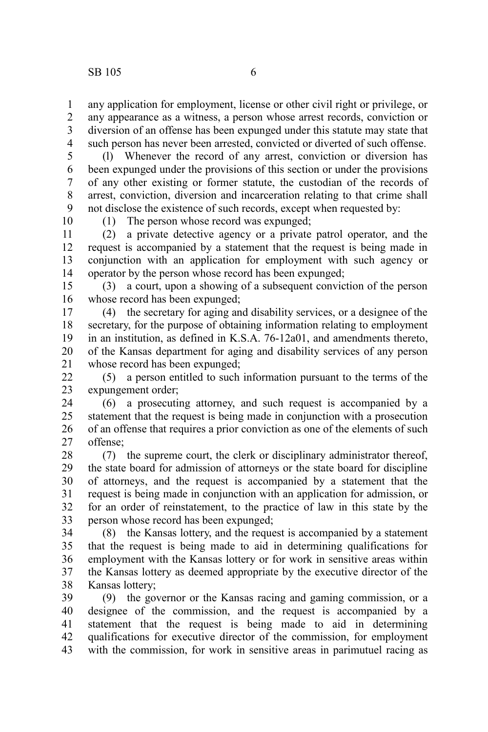any application for employment, license or other civil right or privilege, or any appearance as a witness, a person whose arrest records, conviction or diversion of an offense has been expunged under this statute may state that such person has never been arrested, convicted or diverted of such offense.

(l) Whenever the record of any arrest, conviction or diversion has been expunged under the provisions of this section or under the provisions of any other existing or former statute, the custodian of the records of arrest, conviction, diversion and incarceration relating to that crime shall not disclose the existence of such records, except when requested by:

(1) The person whose record was expunged;

(2) a private detective agency or a private patrol operator, and the request is accompanied by a statement that the request is being made in conjunction with an application for employment with such agency or operator by the person whose record has been expunged;

(3) a court, upon a showing of a subsequent conviction of the person whose record has been expunged;

(4) the secretary for aging and disability services, or a designee of the secretary, for the purpose of obtaining information relating to employment in an institution, as defined in K.S.A. 76-12a01, and amendments thereto, of the Kansas department for aging and disability services of any person whose record has been expunged;

(5) a person entitled to such information pursuant to the terms of the expungement order;

(6) a prosecuting attorney, and such request is accompanied by a statement that the request is being made in conjunction with a prosecution of an offense that requires a prior conviction as one of the elements of such offense;

(7) the supreme court, the clerk or disciplinary administrator thereof, the state board for admission of attorneys or the state board for discipline of attorneys, and the request is accompanied by a statement that the request is being made in conjunction with an application for admission, or for an order of reinstatement, to the practice of law in this state by the person whose record has been expunged;

(8) the Kansas lottery, and the request is accompanied by a statement that the request is being made to aid in determining qualifications for employment with the Kansas lottery or for work in sensitive areas within the Kansas lottery as deemed appropriate by the executive director of the Kansas lottery;

(9) the governor or the Kansas racing and gaming commission, or a designee of the commission, and the request is accompanied by a statement that the request is being made to aid in determining qualifications for executive director of the commission, for employment with the commission, for work in sensitive areas in parimutuel racing as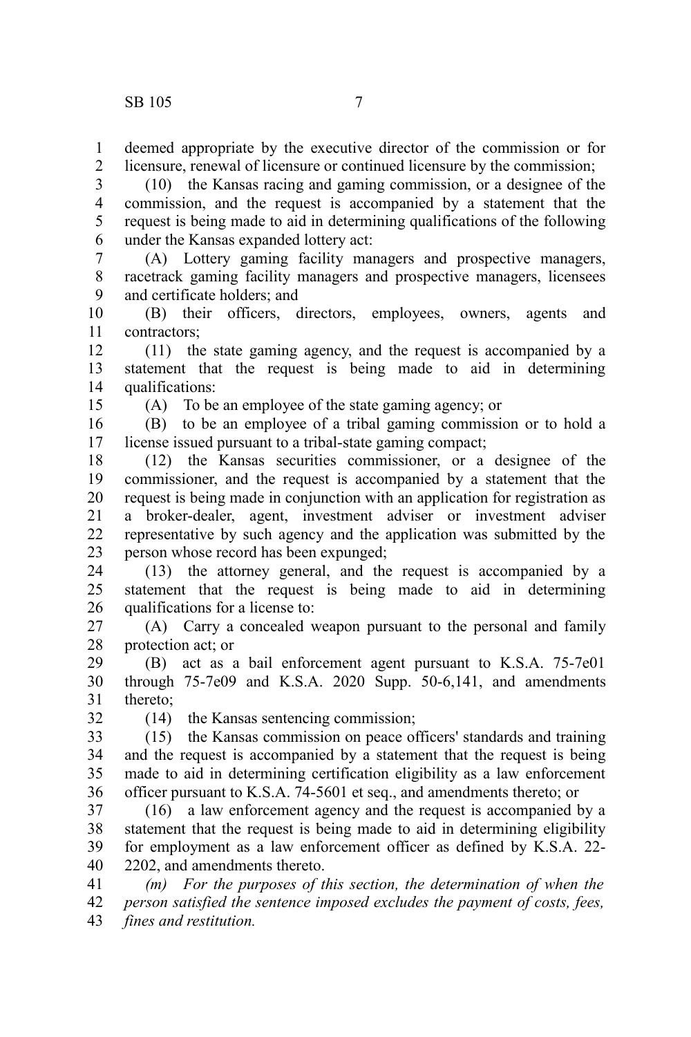deemed appropriate by the executive director of the commission or for licensure, renewal of licensure or continued licensure by the commission;

(10) the Kansas racing and gaming commission, or a designee of the commission, and the request is accompanied by a statement that the request is being made to aid in determining qualifications of the following under the Kansas expanded lottery act:

(A) Lottery gaming facility managers and prospective managers, racetrack gaming facility managers and prospective managers, licensees and certificate holders; and

(B) their officers, directors, employees, owners, agents and contractors;

(11) the state gaming agency, and the request is accompanied by a statement that the request is being made to aid in determining qualifications:

(A) To be an employee of the state gaming agency; or

(B) to be an employee of a tribal gaming commission or to hold a license issued pursuant to a tribal-state gaming compact;

(12) the Kansas securities commissioner, or a designee of the commissioner, and the request is accompanied by a statement that the request is being made in conjunction with an application for registration as a broker-dealer, agent, investment adviser or investment adviser representative by such agency and the application was submitted by the person whose record has been expunged;

(13) the attorney general, and the request is accompanied by a statement that the request is being made to aid in determining qualifications for a license to:

(A) Carry a concealed weapon pursuant to the personal and family protection act; or

(B) act as a bail enforcement agent pursuant to K.S.A. 75-7e01 through 75-7e09 and K.S.A. 2020 Supp. 50-6,141, and amendments thereto;

(14) the Kansas sentencing commission;

(15) the Kansas commission on peace officers' standards and training and the request is accompanied by a statement that the request is being made to aid in determining certification eligibility as a law enforcement officer pursuant to K.S.A. 74-5601 et seq., and amendments thereto; or

(16) a law enforcement agency and the request is accompanied by a statement that the request is being made to aid in determining eligibility for employment as a law enforcement officer as defined by K.S.A. 22-2202, and amendments thereto.

*(m) For the purposes of this section, the determination of when the person satisfied the sentence imposed excludes the payment of costs, fees, fines and restitution.*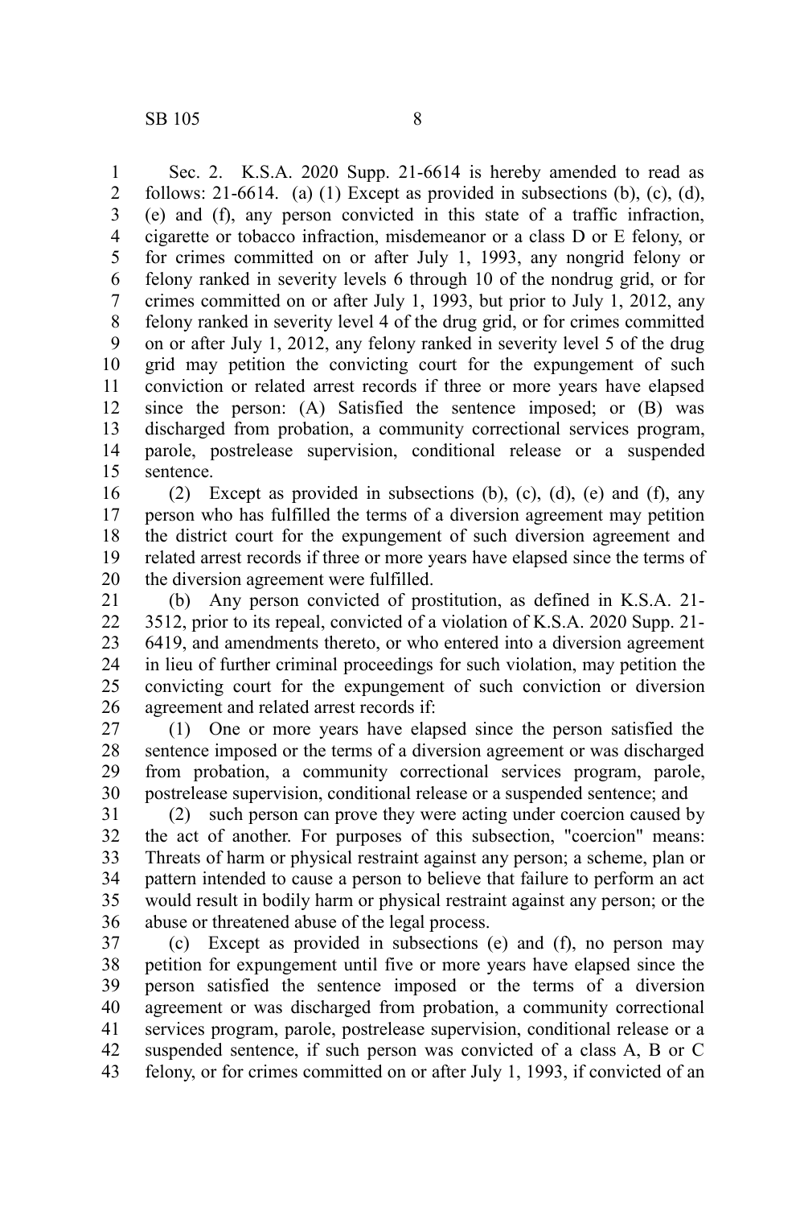Sec. 2. K.S.A. 2020 Supp. 21-6614 is hereby amended to read as follows: 21-6614. (a) (1) Except as provided in subsections (b), (c), (d), (e) and (f), any person convicted in this state of a traffic infraction, cigarette or tobacco infraction, misdemeanor or a class D or E felony, or for crimes committed on or after July 1, 1993, any nongrid felony or felony ranked in severity levels 6 through 10 of the nondrug grid, or for crimes committed on or after July 1, 1993, but prior to July 1, 2012, any felony ranked in severity level 4 of the drug grid, or for crimes committed on or after July 1, 2012, any felony ranked in severity level 5 of the drug grid may petition the convicting court for the expungement of such conviction or related arrest records if three or more years have elapsed since the person: (A) Satisfied the sentence imposed; or (B) was discharged from probation, a community correctional services program, parole, postrelease supervision, conditional release or a suspended sentence.

(2) Except as provided in subsections (b), (c), (d), (e) and (f), any person who has fulfilled the terms of a diversion agreement may petition the district court for the expungement of such diversion agreement and related arrest records if three or more years have elapsed since the terms of the diversion agreement were fulfilled.

(b) Any person convicted of prostitution, as defined in K.S.A. 21-3512, prior to its repeal, convicted of a violation of K.S.A. 2020 Supp. 21-6419, and amendments thereto, or who entered into a diversion agreement in lieu of further criminal proceedings for such violation, may petition the convicting court for the expungement of such conviction or diversion agreement and related arrest records if:

(1) One or more years have elapsed since the person satisfied the sentence imposed or the terms of a diversion agreement or was discharged from probation, a community correctional services program, parole, postrelease supervision, conditional release or a suspended sentence; and

(2) such person can prove they were acting under coercion caused by the act of another. For purposes of this subsection, "coercion" means: Threats of harm or physical restraint against any person; a scheme, plan or pattern intended to cause a person to believe that failure to perform an act would result in bodily harm or physical restraint against any person; or the abuse or threatened abuse of the legal process.

(c) Except as provided in subsections (e) and (f), no person may petition for expungement until five or more years have elapsed since the person satisfied the sentence imposed or the terms of a diversion agreement or was discharged from probation, a community correctional services program, parole, postrelease supervision, conditional release or a suspended sentence, if such person was convicted of a class A, B or C felony, or for crimes committed on or after July 1, 1993, if convicted of an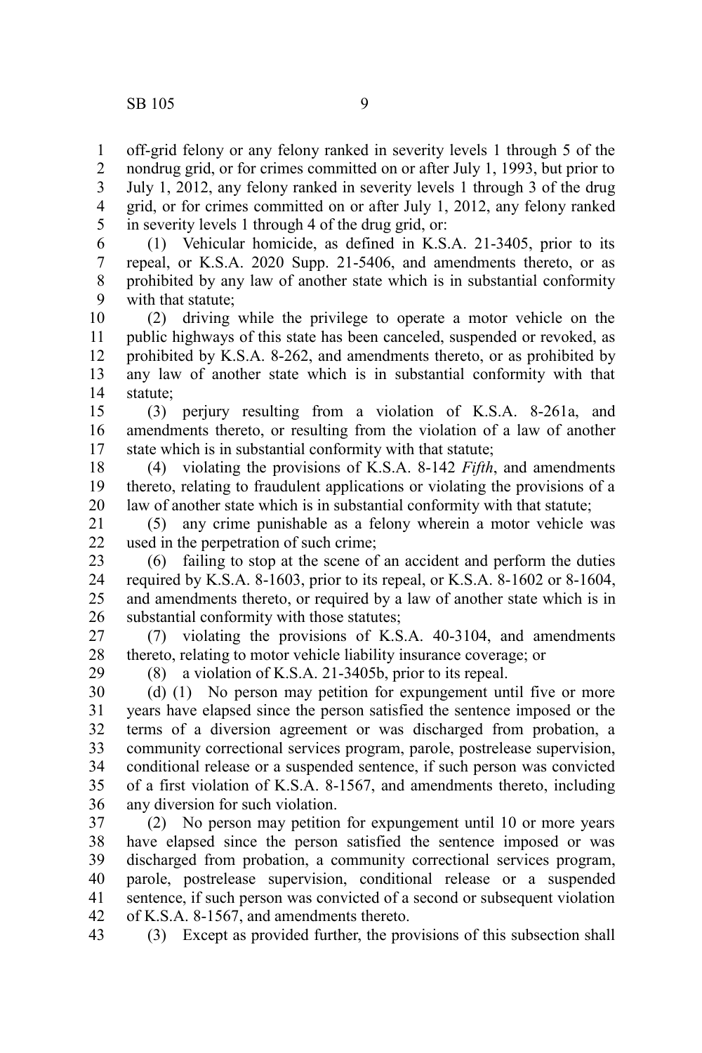off-grid felony or any felony ranked in severity levels 1 through 5 of the nondrug grid, or for crimes committed on or after July 1, 1993, but prior to July 1, 2012, any felony ranked in severity levels 1 through 3 of the drug grid, or for crimes committed on or after July 1, 2012, any felony ranked in severity levels 1 through 4 of the drug grid, or:

(1) Vehicular homicide, as defined in K.S.A. 21-3405, prior to its repeal, or K.S.A. 2020 Supp. 21-5406, and amendments thereto, or as prohibited by any law of another state which is in substantial conformity with that statute;

(2) driving while the privilege to operate a motor vehicle on the public highways of this state has been canceled, suspended or revoked, as prohibited by K.S.A. 8-262, and amendments thereto, or as prohibited by any law of another state which is in substantial conformity with that statute;

(3) perjury resulting from a violation of K.S.A. 8-261a, and amendments thereto, or resulting from the violation of a law of another state which is in substantial conformity with that statute;

(4) violating the provisions of K.S.A. 8-142 *Fifth*, and amendments thereto, relating to fraudulent applications or violating the provisions of a law of another state which is in substantial conformity with that statute;

(5) any crime punishable as a felony wherein a motor vehicle was used in the perpetration of such crime;

(6) failing to stop at the scene of an accident and perform the duties required by K.S.A. 8-1603, prior to its repeal, or K.S.A. 8-1602 or 8-1604, and amendments thereto, or required by a law of another state which is in substantial conformity with those statutes;

(7) violating the provisions of K.S.A. 40-3104, and amendments thereto, relating to motor vehicle liability insurance coverage; or

(8) a violation of K.S.A. 21-3405b, prior to its repeal.

(d) (1) No person may petition for expungement until five or more years have elapsed since the person satisfied the sentence imposed or the terms of a diversion agreement or was discharged from probation, a community correctional services program, parole, postrelease supervision, conditional release or a suspended sentence, if such person was convicted of a first violation of K.S.A. 8-1567, and amendments thereto, including any diversion for such violation.

(2) No person may petition for expungement until 10 or more years have elapsed since the person satisfied the sentence imposed or was discharged from probation, a community correctional services program, parole, postrelease supervision, conditional release or a suspended sentence, if such person was convicted of a second or subsequent violation of K.S.A. 8-1567, and amendments thereto.

(3) Except as provided further, the provisions of this subsection shall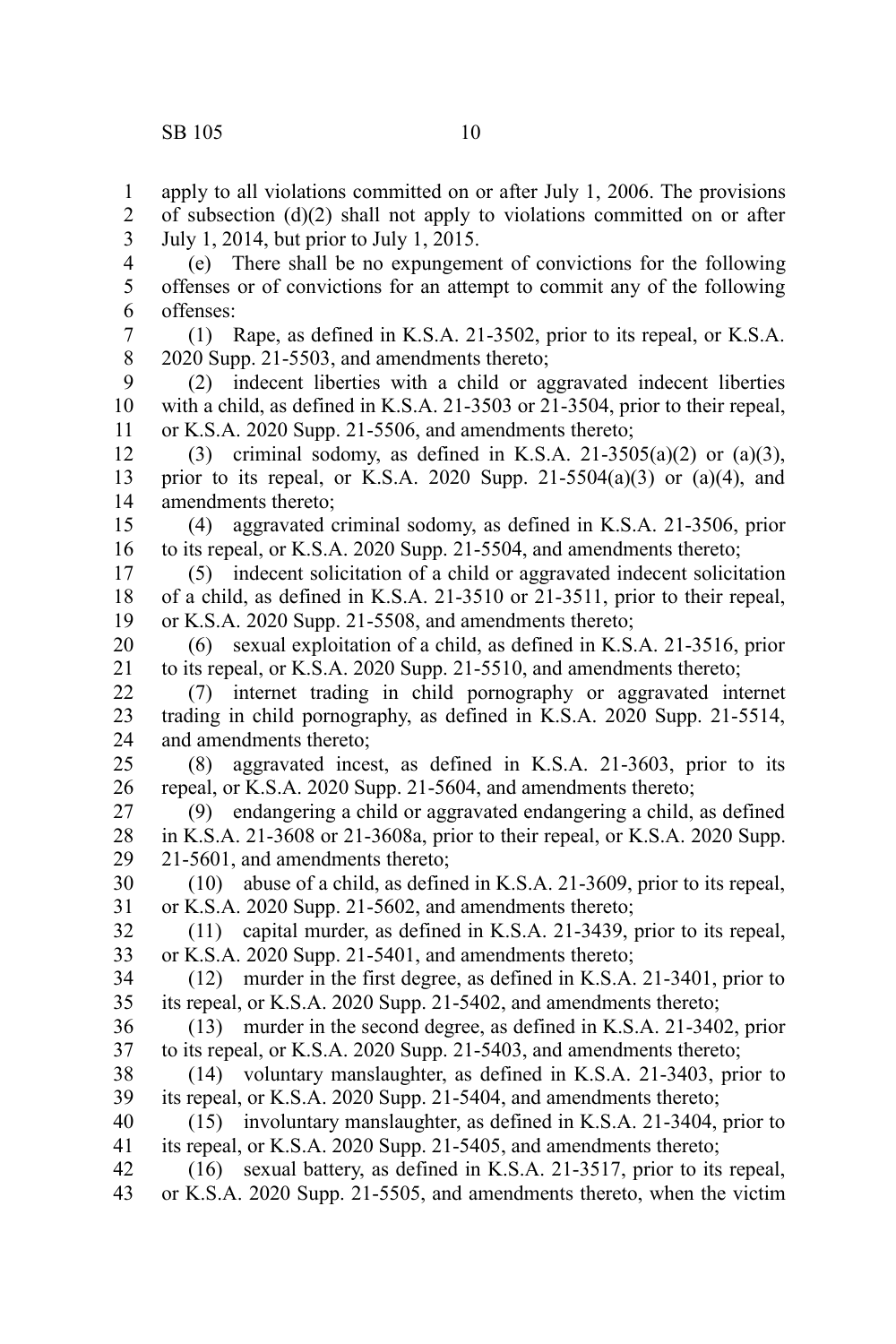apply to all violations committed on or after July 1, 2006. The provisions of subsection (d)(2) shall not apply to violations committed on or after July 1, 2014, but prior to July 1, 2015.

(e) There shall be no expungement of convictions for the following offenses or of convictions for an attempt to commit any of the following offenses:

(1) Rape, as defined in K.S.A. 21-3502, prior to its repeal, or K.S.A. 2020 Supp. 21-5503, and amendments thereto;

(2) indecent liberties with a child or aggravated indecent liberties with a child, as defined in K.S.A. 21-3503 or 21-3504, prior to their repeal, or K.S.A. 2020 Supp. 21-5506, and amendments thereto;

(3) criminal sodomy, as defined in K.S.A. 21-3505(a)(2) or (a)(3), prior to its repeal, or K.S.A. 2020 Supp. 21-5504(a)(3) or (a)(4), and amendments thereto;

(4) aggravated criminal sodomy, as defined in K.S.A. 21-3506, prior to its repeal, or K.S.A. 2020 Supp. 21-5504, and amendments thereto;

(5) indecent solicitation of a child or aggravated indecent solicitation of a child, as defined in K.S.A. 21-3510 or 21-3511, prior to their repeal, or K.S.A. 2020 Supp. 21-5508, and amendments thereto;

(6) sexual exploitation of a child, as defined in K.S.A. 21-3516, prior to its repeal, or K.S.A. 2020 Supp. 21-5510, and amendments thereto;

(7) internet trading in child pornography or aggravated internet trading in child pornography, as defined in K.S.A. 2020 Supp. 21-5514, and amendments thereto;

(8) aggravated incest, as defined in K.S.A. 21-3603, prior to its repeal, or K.S.A. 2020 Supp. 21-5604, and amendments thereto;

(9) endangering a child or aggravated endangering a child, as defined in K.S.A. 21-3608 or 21-3608a, prior to their repeal, or K.S.A. 2020 Supp. 21-5601, and amendments thereto;

(10) abuse of a child, as defined in K.S.A. 21-3609, prior to its repeal, or K.S.A. 2020 Supp. 21-5602, and amendments thereto;

(11) capital murder, as defined in K.S.A. 21-3439, prior to its repeal, or K.S.A. 2020 Supp. 21-5401, and amendments thereto;

(12) murder in the first degree, as defined in K.S.A. 21-3401, prior to its repeal, or K.S.A. 2020 Supp. 21-5402, and amendments thereto;

(13) murder in the second degree, as defined in K.S.A. 21-3402, prior to its repeal, or K.S.A. 2020 Supp. 21-5403, and amendments thereto;

(14) voluntary manslaughter, as defined in K.S.A. 21-3403, prior to its repeal, or K.S.A. 2020 Supp. 21-5404, and amendments thereto;

(15) involuntary manslaughter, as defined in K.S.A. 21-3404, prior to its repeal, or K.S.A. 2020 Supp. 21-5405, and amendments thereto;

(16) sexual battery, as defined in K.S.A. 21-3517, prior to its repeal, or K.S.A. 2020 Supp. 21-5505, and amendments thereto, when the victim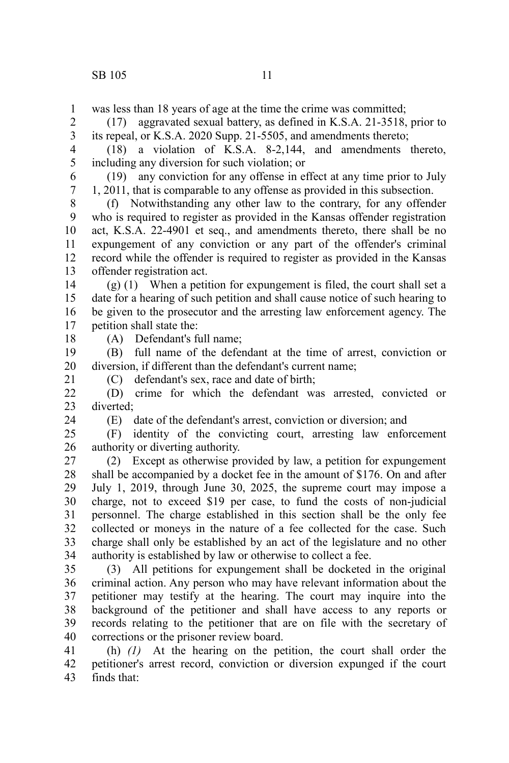was less than 18 years of age at the time the crime was committed;

(17) aggravated sexual battery, as defined in K.S.A. 21-3518, prior to its repeal, or K.S.A. 2020 Supp. 21-5505, and amendments thereto;

(18) a violation of K.S.A. 8-2,144, and amendments thereto, including any diversion for such violation; or

(19) any conviction for any offense in effect at any time prior to July 1, 2011, that is comparable to any offense as provided in this subsection.

(f) Notwithstanding any other law to the contrary, for any offender who is required to register as provided in the Kansas offender registration act, K.S.A. 22-4901 et seq., and amendments thereto, there shall be no expungement of any conviction or any part of the offender's criminal record while the offender is required to register as provided in the Kansas offender registration act.

(g) (1) When a petition for expungement is filed, the court shall set a date for a hearing of such petition and shall cause notice of such hearing to be given to the prosecutor and the arresting law enforcement agency. The petition shall state the:

(A) Defendant's full name;

(B) full name of the defendant at the time of arrest, conviction or diversion, if different than the defendant's current name;

(C) defendant's sex, race and date of birth;

(D) crime for which the defendant was arrested, convicted or diverted;

(E) date of the defendant's arrest, conviction or diversion; and

(F) identity of the convicting court, arresting law enforcement authority or diverting authority.

(2) Except as otherwise provided by law, a petition for expungement shall be accompanied by a docket fee in the amount of $176. On and after July 1, 2019, through June 30, 2025, the supreme court may impose a charge, not to exceed $19 per case, to fund the costs of non-judicial personnel. The charge established in this section shall be the only fee collected or moneys in the nature of a fee collected for the case. Such charge shall only be established by an act of the legislature and no other authority is established by law or otherwise to collect a fee.

(3) All petitions for expungement shall be docketed in the original criminal action. Any person who may have relevant information about the petitioner may testify at the hearing. The court may inquire into the background of the petitioner and shall have access to any reports or records relating to the petitioner that are on file with the secretary of corrections or the prisoner review board.

(h) *(1)* At the hearing on the petition, the court shall order the petitioner's arrest record, conviction or diversion expunged if the court finds that: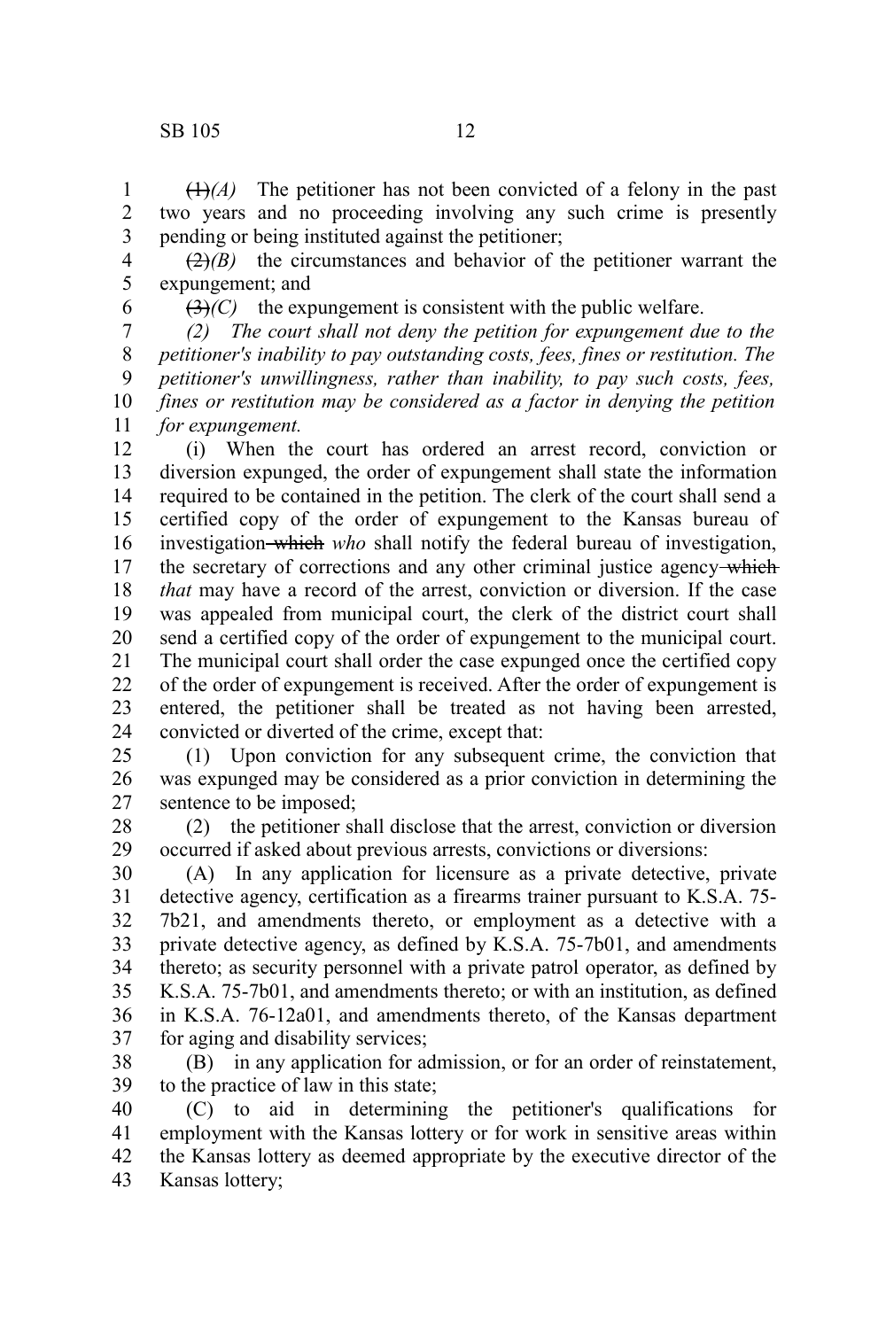~~(1)~~*(A)* The petitioner has not been convicted of a felony in the past two years and no proceeding involving any such crime is presently pending or being instituted against the petitioner;

~~(2)~~*(B)* the circumstances and behavior of the petitioner warrant the expungement; and

~~(3)~~*(C)* the expungement is consistent with the public welfare.

*(2) The court shall not deny the petition for expungement due to the petitioner's inability to pay outstanding costs, fees, fines or restitution. The petitioner's unwillingness, rather than inability, to pay such costs, fees, fines or restitution may be considered as a factor in denying the petition for expungement.*

(i) When the court has ordered an arrest record, conviction or diversion expunged, the order of expungement shall state the information required to be contained in the petition. The clerk of the court shall send a certified copy of the order of expungement to the Kansas bureau of investigation ~~which~~ *who* shall notify the federal bureau of investigation, the secretary of corrections and any other criminal justice agency ~~which~~ *that* may have a record of the arrest, conviction or diversion. If the case was appealed from municipal court, the clerk of the district court shall send a certified copy of the order of expungement to the municipal court. The municipal court shall order the case expunged once the certified copy of the order of expungement is received. After the order of expungement is entered, the petitioner shall be treated as not having been arrested, convicted or diverted of the crime, except that:

(1) Upon conviction for any subsequent crime, the conviction that was expunged may be considered as a prior conviction in determining the sentence to be imposed;

(2) the petitioner shall disclose that the arrest, conviction or diversion occurred if asked about previous arrests, convictions or diversions:

(A) In any application for licensure as a private detective, private detective agency, certification as a firearms trainer pursuant to K.S.A. 75-7b21, and amendments thereto, or employment as a detective with a private detective agency, as defined by K.S.A. 75-7b01, and amendments thereto; as security personnel with a private patrol operator, as defined by K.S.A. 75-7b01, and amendments thereto; or with an institution, as defined in K.S.A. 76-12a01, and amendments thereto, of the Kansas department for aging and disability services;

(B) in any application for admission, or for an order of reinstatement, to the practice of law in this state;

(C) to aid in determining the petitioner's qualifications for employment with the Kansas lottery or for work in sensitive areas within the Kansas lottery as deemed appropriate by the executive director of the Kansas lottery;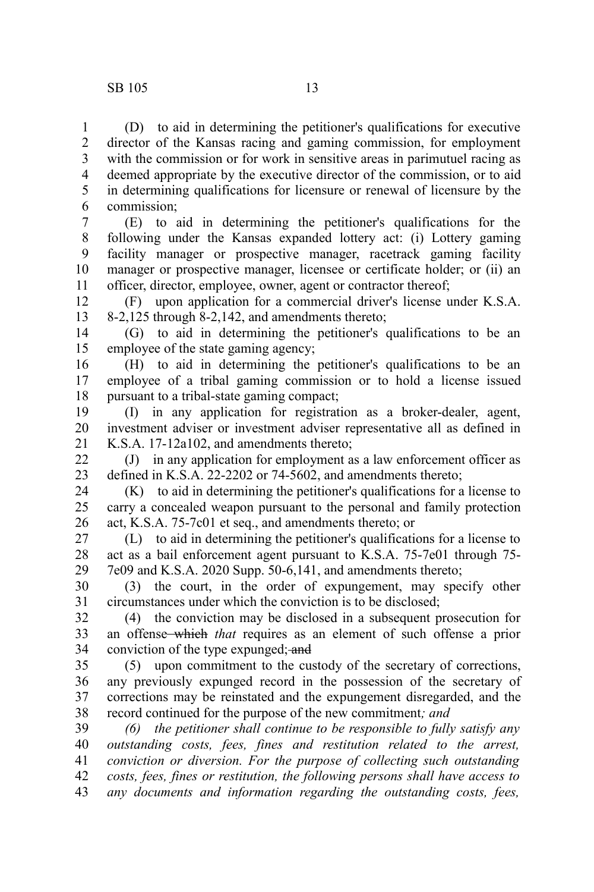(D) to aid in determining the petitioner's qualifications for executive director of the Kansas racing and gaming commission, for employment with the commission or for work in sensitive areas in parimutuel racing as deemed appropriate by the executive director of the commission, or to aid in determining qualifications for licensure or renewal of licensure by the commission;

(E) to aid in determining the petitioner's qualifications for the following under the Kansas expanded lottery act: (i) Lottery gaming facility manager or prospective manager, racetrack gaming facility manager or prospective manager, licensee or certificate holder; or (ii) an officer, director, employee, owner, agent or contractor thereof;

(F) upon application for a commercial driver's license under K.S.A. 8-2,125 through 8-2,142, and amendments thereto;

(G) to aid in determining the petitioner's qualifications to be an employee of the state gaming agency;

(H) to aid in determining the petitioner's qualifications to be an employee of a tribal gaming commission or to hold a license issued pursuant to a tribal-state gaming compact;

(I) in any application for registration as a broker-dealer, agent, investment adviser or investment adviser representative all as defined in K.S.A. 17-12a102, and amendments thereto;

(J) in any application for employment as a law enforcement officer as defined in K.S.A. 22-2202 or 74-5602, and amendments thereto;

(K) to aid in determining the petitioner's qualifications for a license to carry a concealed weapon pursuant to the personal and family protection act, K.S.A. 75-7c01 et seq., and amendments thereto; or

(L) to aid in determining the petitioner's qualifications for a license to act as a bail enforcement agent pursuant to K.S.A. 75-7e01 through 75-7e09 and K.S.A. 2020 Supp. 50-6,141, and amendments thereto;

(3) the court, in the order of expungement, may specify other circumstances under which the conviction is to be disclosed;

(4) the conviction may be disclosed in a subsequent prosecution for an offense ~~which~~ *that* requires as an element of such offense a prior conviction of the type expunged; ~~and~~

(5) upon commitment to the custody of the secretary of corrections, any previously expunged record in the possession of the secretary of corrections may be reinstated and the expungement disregarded, and the record continued for the purpose of the new commitment*; and*

*(6) the petitioner shall continue to be responsible to fully satisfy any outstanding costs, fees, fines and restitution related to the arrest, conviction or diversion. For the purpose of collecting such outstanding costs, fees, fines or restitution, the following persons shall have access to any documents and information regarding the outstanding costs, fees,*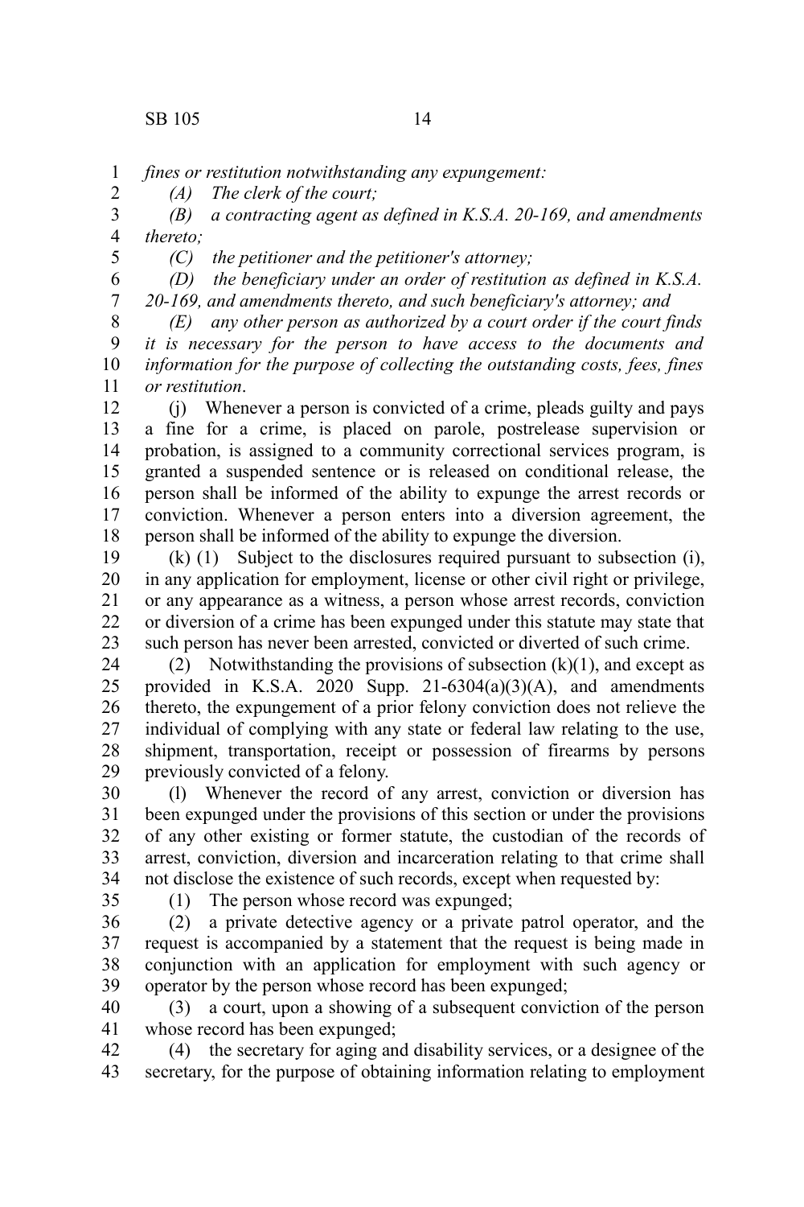*fines or restitution notwithstanding any expungement:*

*(A) The clerk of the court;*

*(B) a contracting agent as defined in K.S.A. 20-169, and amendments thereto;*

*(C) the petitioner and the petitioner's attorney;*

*(D) the beneficiary under an order of restitution as defined in K.S.A. 20-169, and amendments thereto, and such beneficiary's attorney; and*

*(E) any other person as authorized by a court order if the court finds it is necessary for the person to have access to the documents and information for the purpose of collecting the outstanding costs, fees, fines or restitution*.

(j) Whenever a person is convicted of a crime, pleads guilty and pays a fine for a crime, is placed on parole, postrelease supervision or probation, is assigned to a community correctional services program, is granted a suspended sentence or is released on conditional release, the person shall be informed of the ability to expunge the arrest records or conviction. Whenever a person enters into a diversion agreement, the person shall be informed of the ability to expunge the diversion.

(k) (1) Subject to the disclosures required pursuant to subsection (i), in any application for employment, license or other civil right or privilege, or any appearance as a witness, a person whose arrest records, conviction or diversion of a crime has been expunged under this statute may state that such person has never been arrested, convicted or diverted of such crime.

(2) Notwithstanding the provisions of subsection (k)(1), and except as provided in K.S.A. 2020 Supp. 21-6304(a)(3)(A), and amendments thereto, the expungement of a prior felony conviction does not relieve the individual of complying with any state or federal law relating to the use, shipment, transportation, receipt or possession of firearms by persons previously convicted of a felony.

(l) Whenever the record of any arrest, conviction or diversion has been expunged under the provisions of this section or under the provisions of any other existing or former statute, the custodian of the records of arrest, conviction, diversion and incarceration relating to that crime shall not disclose the existence of such records, except when requested by:

(1) The person whose record was expunged;

(2) a private detective agency or a private patrol operator, and the request is accompanied by a statement that the request is being made in conjunction with an application for employment with such agency or operator by the person whose record has been expunged;

(3) a court, upon a showing of a subsequent conviction of the person whose record has been expunged;

(4) the secretary for aging and disability services, or a designee of the secretary, for the purpose of obtaining information relating to employment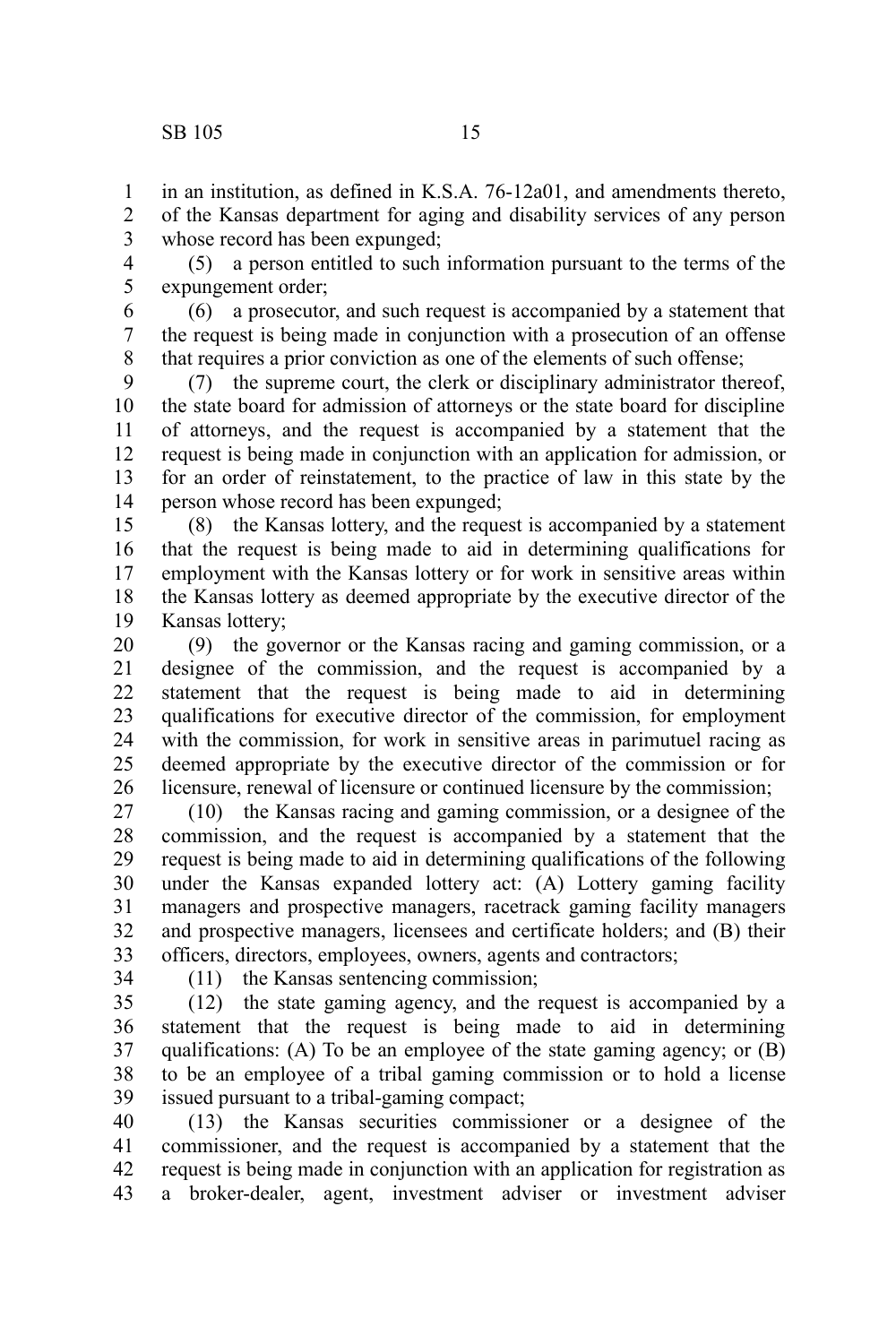in an institution, as defined in K.S.A. 76-12a01, and amendments thereto, of the Kansas department for aging and disability services of any person whose record has been expunged;

(5) a person entitled to such information pursuant to the terms of the expungement order;

(6) a prosecutor, and such request is accompanied by a statement that the request is being made in conjunction with a prosecution of an offense that requires a prior conviction as one of the elements of such offense;

(7) the supreme court, the clerk or disciplinary administrator thereof, the state board for admission of attorneys or the state board for discipline of attorneys, and the request is accompanied by a statement that the request is being made in conjunction with an application for admission, or for an order of reinstatement, to the practice of law in this state by the person whose record has been expunged;

(8) the Kansas lottery, and the request is accompanied by a statement that the request is being made to aid in determining qualifications for employment with the Kansas lottery or for work in sensitive areas within the Kansas lottery as deemed appropriate by the executive director of the Kansas lottery;

(9) the governor or the Kansas racing and gaming commission, or a designee of the commission, and the request is accompanied by a statement that the request is being made to aid in determining qualifications for executive director of the commission, for employment with the commission, for work in sensitive areas in parimutuel racing as deemed appropriate by the executive director of the commission or for licensure, renewal of licensure or continued licensure by the commission;

(10) the Kansas racing and gaming commission, or a designee of the commission, and the request is accompanied by a statement that the request is being made to aid in determining qualifications of the following under the Kansas expanded lottery act: (A) Lottery gaming facility managers and prospective managers, racetrack gaming facility managers and prospective managers, licensees and certificate holders; and (B) their officers, directors, employees, owners, agents and contractors;

(11) the Kansas sentencing commission;

(12) the state gaming agency, and the request is accompanied by a statement that the request is being made to aid in determining qualifications: (A) To be an employee of the state gaming agency; or (B) to be an employee of a tribal gaming commission or to hold a license issued pursuant to a tribal-gaming compact;

(13) the Kansas securities commissioner or a designee of the commissioner, and the request is accompanied by a statement that the request is being made in conjunction with an application for registration as a broker-dealer, agent, investment adviser or investment adviser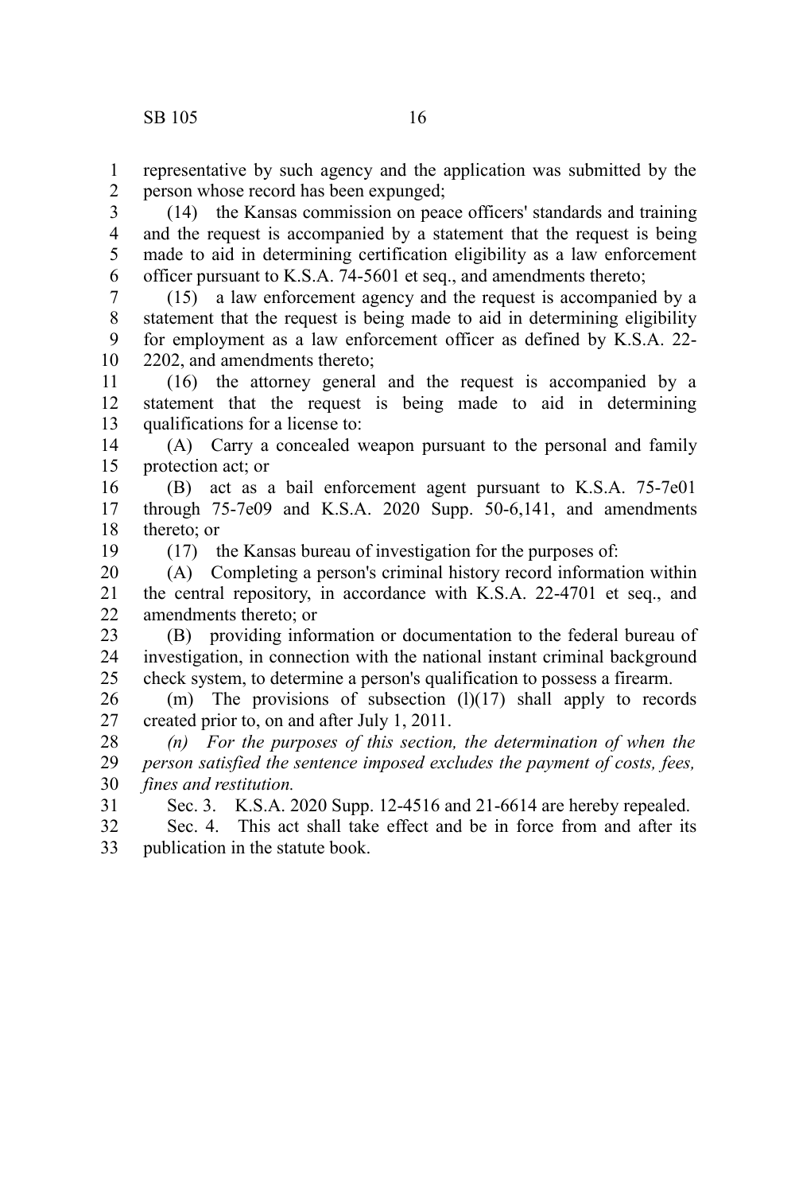representative by such agency and the application was submitted by the person whose record has been expunged;

(14) the Kansas commission on peace officers' standards and training and the request is accompanied by a statement that the request is being made to aid in determining certification eligibility as a law enforcement officer pursuant to K.S.A. 74-5601 et seq., and amendments thereto;

(15) a law enforcement agency and the request is accompanied by a statement that the request is being made to aid in determining eligibility for employment as a law enforcement officer as defined by K.S.A. 22-2202, and amendments thereto;

(16) the attorney general and the request is accompanied by a statement that the request is being made to aid in determining qualifications for a license to:

(A) Carry a concealed weapon pursuant to the personal and family protection act; or

(B) act as a bail enforcement agent pursuant to K.S.A. 75-7e01 through 75-7e09 and K.S.A. 2020 Supp. 50-6,141, and amendments thereto; or

(17) the Kansas bureau of investigation for the purposes of:

(A) Completing a person's criminal history record information within the central repository, in accordance with K.S.A. 22-4701 et seq., and amendments thereto; or

(B) providing information or documentation to the federal bureau of investigation, in connection with the national instant criminal background check system, to determine a person's qualification to possess a firearm.

(m) The provisions of subsection (l)(17) shall apply to records created prior to, on and after July 1, 2011.

*(n) For the purposes of this section, the determination of when the person satisfied the sentence imposed excludes the payment of costs, fees, fines and restitution.*

Sec. 3. K.S.A. 2020 Supp. 12-4516 and 21-6614 are hereby repealed.

Sec. 4. This act shall take effect and be in force from and after its publication in the statute book.